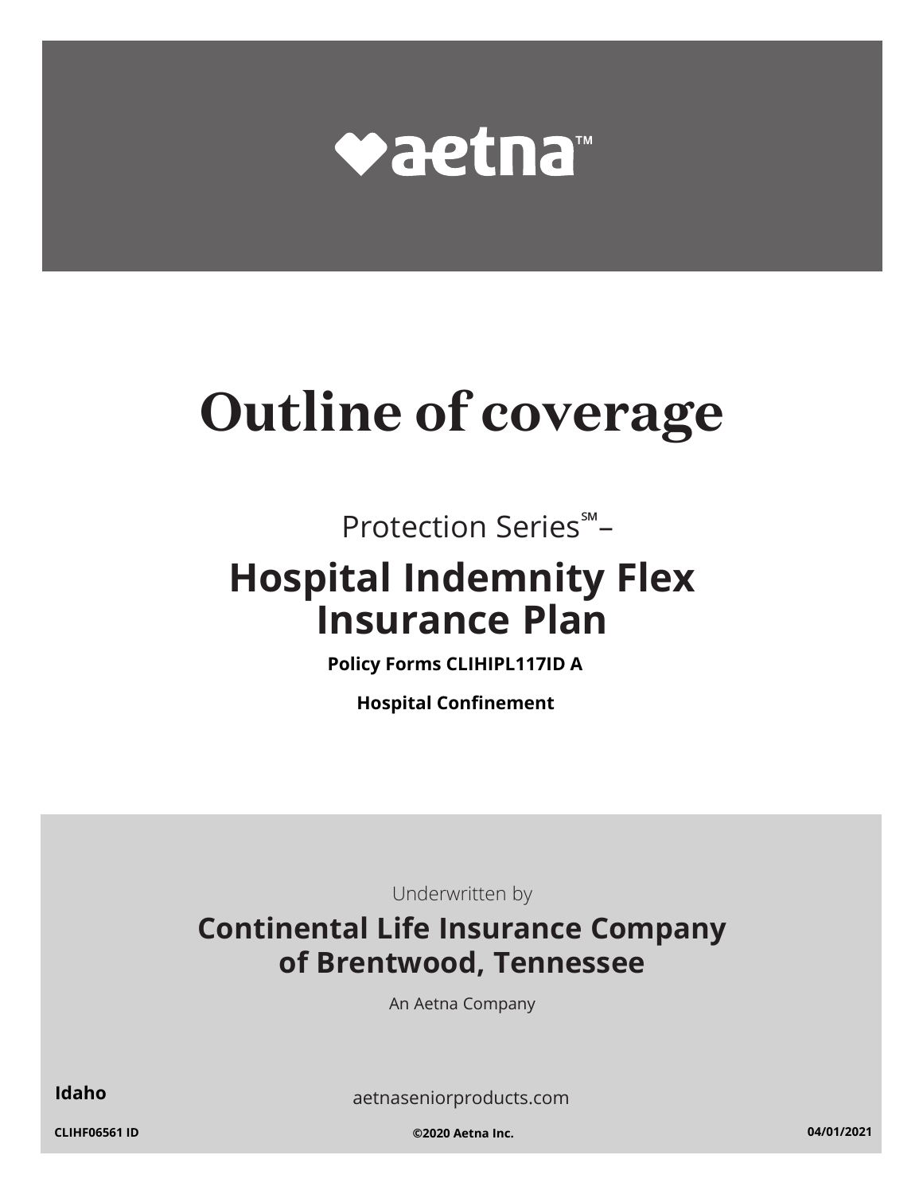aetna™

# Outline of coverage

Protection Series℠–

## Hospital Indemnity Flex Insurance Plan

**Policy Forms CLIHIPL117ID A**

**Hospital Confinement**

Underwritten by

**Continental Life Insurance Company of Brentwood, Tennessee**

An Aetna Company

**Idaho**

aetnaseniorproducts.com

**CLIHF06561 ID** **©2020 Aetna Inc.** **04/01/2021**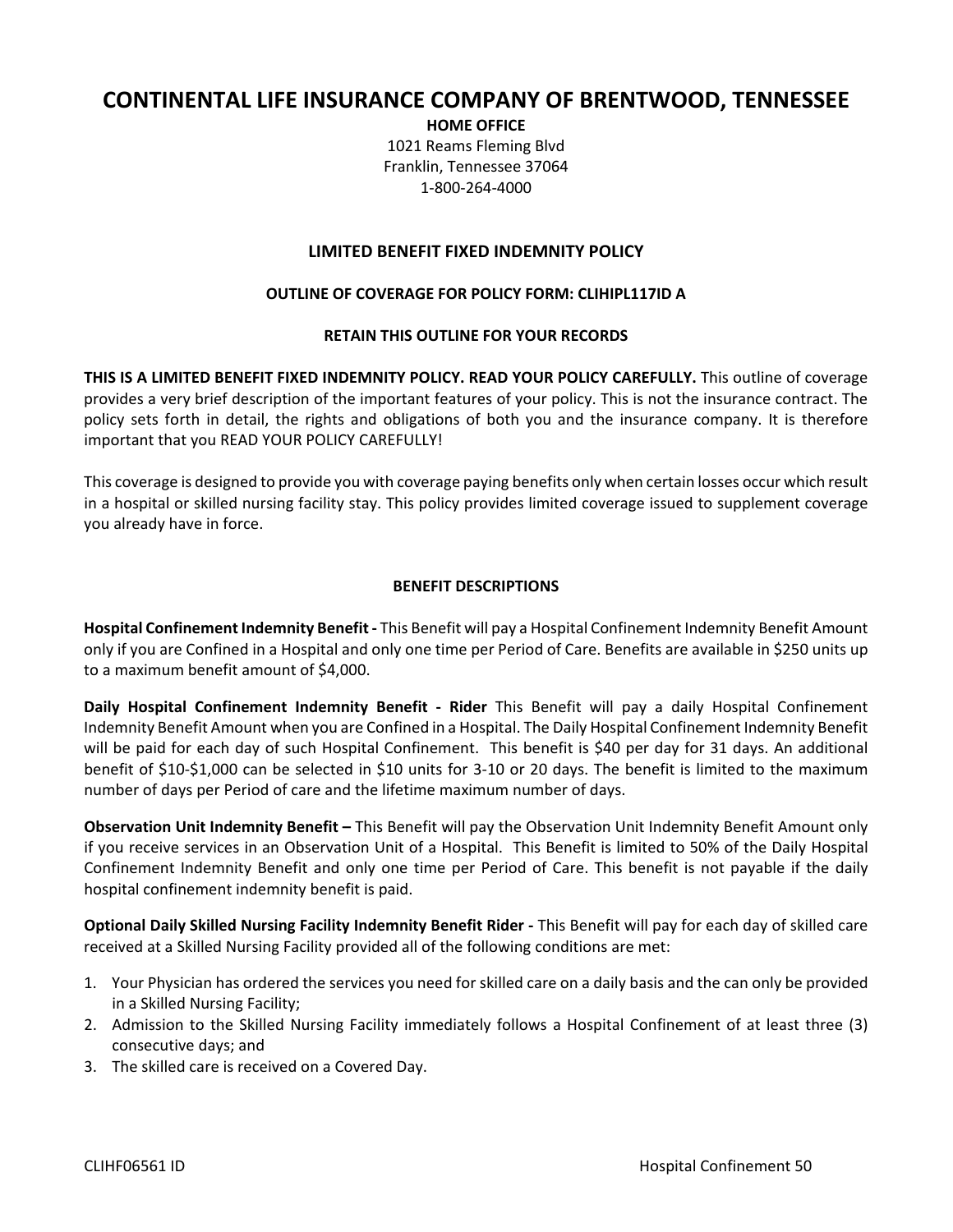# CONTINENTAL LIFE INSURANCE COMPANY OF BRENTWOOD, TENNESSEE

**HOME OFFICE**
1021 Reams Fleming Blvd
Franklin, Tennessee 37064
1-800-264-4000

## LIMITED BENEFIT FIXED INDEMNITY POLICY

**OUTLINE OF COVERAGE FOR POLICY FORM: CLIHIPL117ID A**

**RETAIN THIS OUTLINE FOR YOUR RECORDS**

**THIS IS A LIMITED BENEFIT FIXED INDEMNITY POLICY. READ YOUR POLICY CAREFULLY.** This outline of coverage provides a very brief description of the important features of your policy. This is not the insurance contract. The policy sets forth in detail, the rights and obligations of both you and the insurance company. It is therefore important that you READ YOUR POLICY CAREFULLY!

This coverage is designed to provide you with coverage paying benefits only when certain losses occur which result in a hospital or skilled nursing facility stay. This policy provides limited coverage issued to supplement coverage you already have in force.

## BENEFIT DESCRIPTIONS

**Hospital Confinement Indemnity Benefit -** This Benefit will pay a Hospital Confinement Indemnity Benefit Amount only if you are Confined in a Hospital and only one time per Period of Care. Benefits are available in $250 units up to a maximum benefit amount of $4,000.

**Daily Hospital Confinement Indemnity Benefit - Rider** This Benefit will pay a daily Hospital Confinement Indemnity Benefit Amount when you are Confined in a Hospital. The Daily Hospital Confinement Indemnity Benefit will be paid for each day of such Hospital Confinement. This benefit is $40 per day for 31 days. An additional benefit of $10-$1,000 can be selected in $10 units for 3-10 or 20 days. The benefit is limited to the maximum number of days per Period of care and the lifetime maximum number of days.

**Observation Unit Indemnity Benefit –** This Benefit will pay the Observation Unit Indemnity Benefit Amount only if you receive services in an Observation Unit of a Hospital. This Benefit is limited to 50% of the Daily Hospital Confinement Indemnity Benefit and only one time per Period of Care. This benefit is not payable if the daily hospital confinement indemnity benefit is paid.

**Optional Daily Skilled Nursing Facility Indemnity Benefit Rider -** This Benefit will pay for each day of skilled care received at a Skilled Nursing Facility provided all of the following conditions are met:

1. Your Physician has ordered the services you need for skilled care on a daily basis and the can only be provided in a Skilled Nursing Facility;
2. Admission to the Skilled Nursing Facility immediately follows a Hospital Confinement of at least three (3) consecutive days; and
3. The skilled care is received on a Covered Day.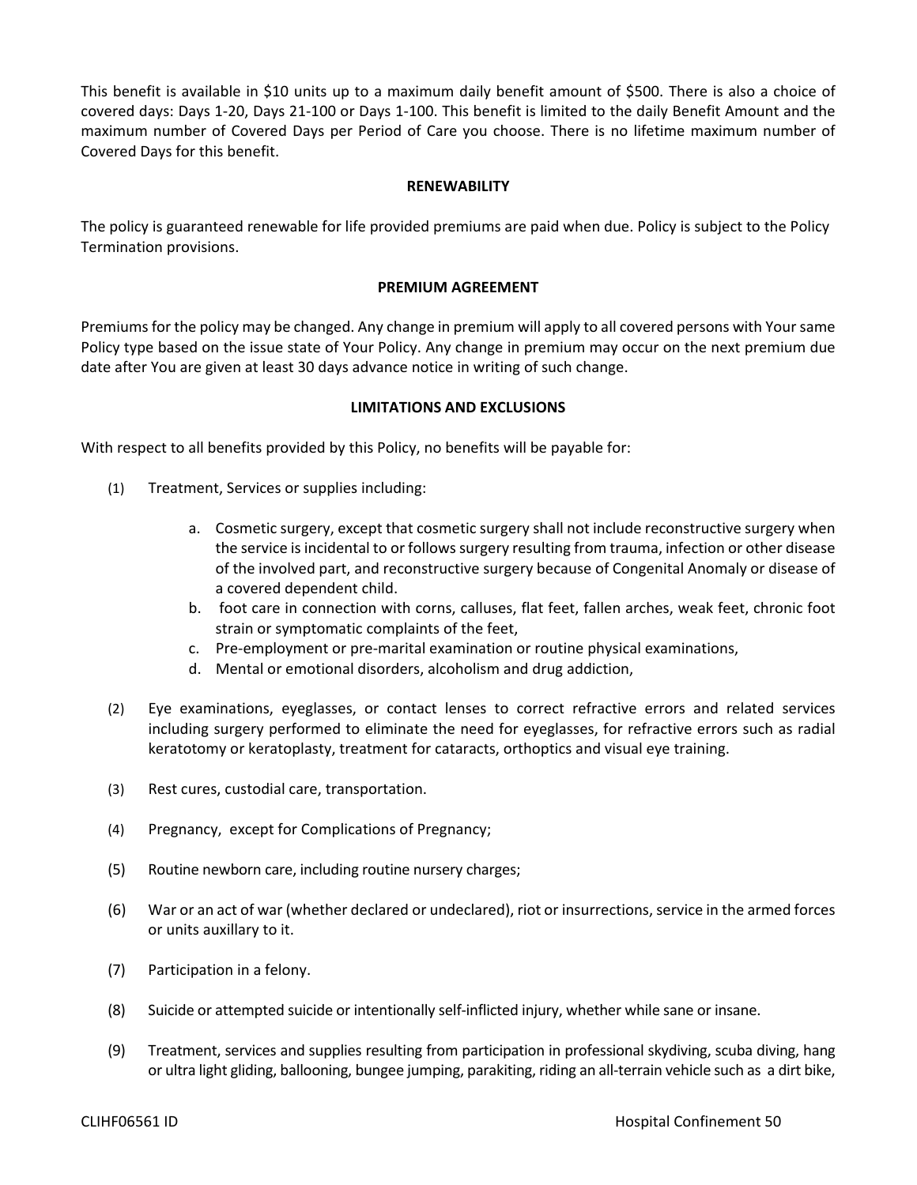This benefit is available in $10 units up to a maximum daily benefit amount of $500. There is also a choice of covered days: Days 1-20, Days 21-100 or Days 1-100. This benefit is limited to the daily Benefit Amount and the maximum number of Covered Days per Period of Care you choose. There is no lifetime maximum number of Covered Days for this benefit.

## RENEWABILITY

The policy is guaranteed renewable for life provided premiums are paid when due. Policy is subject to the Policy Termination provisions.

## PREMIUM AGREEMENT

Premiums for the policy may be changed. Any change in premium will apply to all covered persons with Your same Policy type based on the issue state of Your Policy. Any change in premium may occur on the next premium due date after You are given at least 30 days advance notice in writing of such change.

## LIMITATIONS AND EXCLUSIONS

With respect to all benefits provided by this Policy, no benefits will be payable for:

(1) Treatment, Services or supplies including:

   a. Cosmetic surgery, except that cosmetic surgery shall not include reconstructive surgery when the service is incidental to or follows surgery resulting from trauma, infection or other disease of the involved part, and reconstructive surgery because of Congenital Anomaly or disease of a covered dependent child.
   b. foot care in connection with corns, calluses, flat feet, fallen arches, weak feet, chronic foot strain or symptomatic complaints of the feet,
   c. Pre-employment or pre-marital examination or routine physical examinations,
   d. Mental or emotional disorders, alcoholism and drug addiction,

(2) Eye examinations, eyeglasses, or contact lenses to correct refractive errors and related services including surgery performed to eliminate the need for eyeglasses, for refractive errors such as radial keratotomy or keratoplasty, treatment for cataracts, orthoptics and visual eye training.

(3) Rest cures, custodial care, transportation.

(4) Pregnancy, except for Complications of Pregnancy;

(5) Routine newborn care, including routine nursery charges;

(6) War or an act of war (whether declared or undeclared), riot or insurrections, service in the armed forces or units auxillary to it.

(7) Participation in a felony.

(8) Suicide or attempted suicide or intentionally self-inflicted injury, whether while sane or insane.

(9) Treatment, services and supplies resulting from participation in professional skydiving, scuba diving, hang or ultra light gliding, ballooning, bungee jumping, parakiting, riding an all-terrain vehicle such as a dirt bike,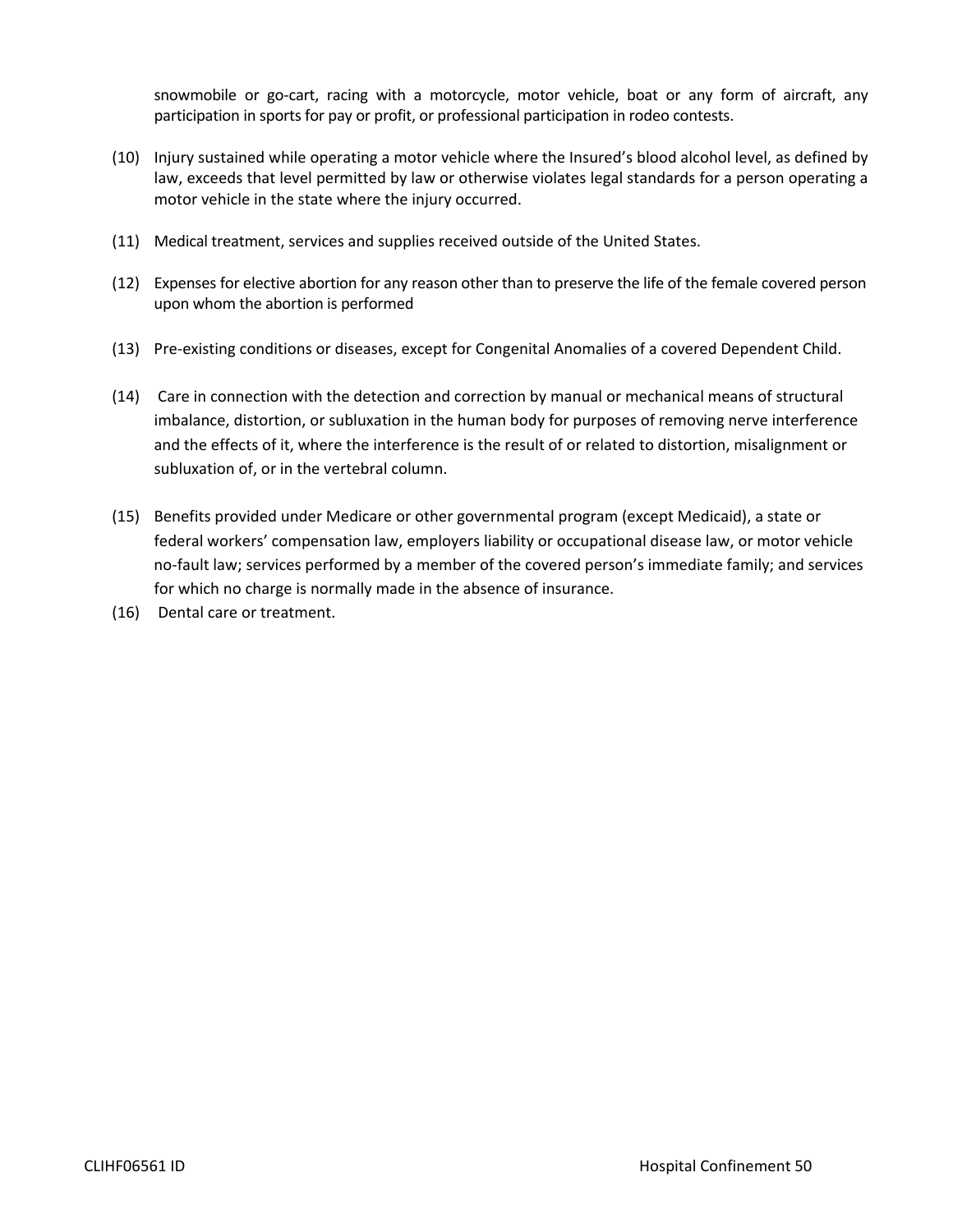snowmobile or go-cart, racing with a motorcycle, motor vehicle, boat or any form of aircraft, any participation in sports for pay or profit, or professional participation in rodeo contests.

(10) Injury sustained while operating a motor vehicle where the Insured's blood alcohol level, as defined by law, exceeds that level permitted by law or otherwise violates legal standards for a person operating a motor vehicle in the state where the injury occurred.

(11) Medical treatment, services and supplies received outside of the United States.

(12) Expenses for elective abortion for any reason other than to preserve the life of the female covered person upon whom the abortion is performed

(13) Pre-existing conditions or diseases, except for Congenital Anomalies of a covered Dependent Child.

(14) Care in connection with the detection and correction by manual or mechanical means of structural imbalance, distortion, or subluxation in the human body for purposes of removing nerve interference and the effects of it, where the interference is the result of or related to distortion, misalignment or subluxation of, or in the vertebral column.

(15) Benefits provided under Medicare or other governmental program (except Medicaid), a state or federal workers' compensation law, employers liability or occupational disease law, or motor vehicle no-fault law; services performed by a member of the covered person's immediate family; and services for which no charge is normally made in the absence of insurance.

(16) Dental care or treatment.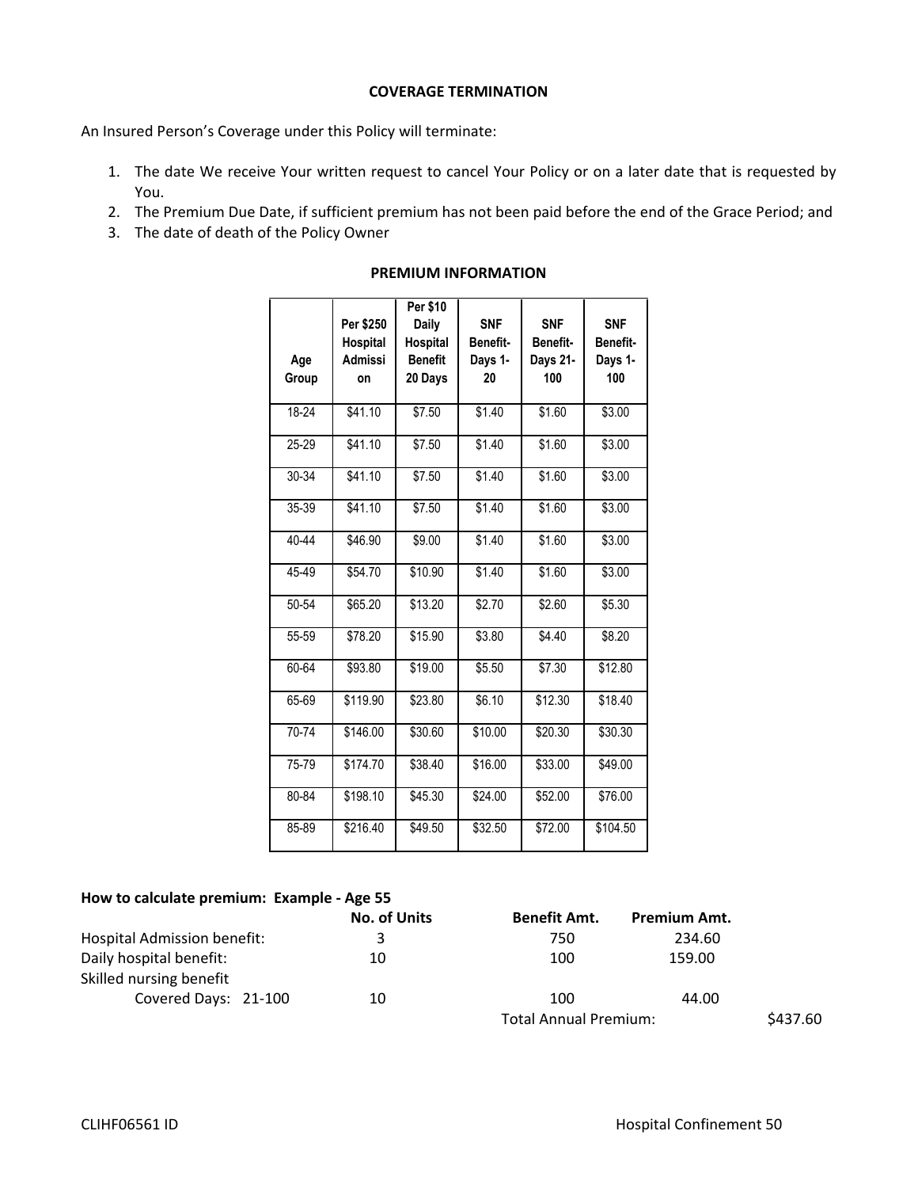### COVERAGE TERMINATION

An Insured Person's Coverage under this Policy will terminate:

1. The date We receive Your written request to cancel Your Policy or on a later date that is requested by You.
2. The Premium Due Date, if sufficient premium has not been paid before the end of the Grace Period; and
3. The date of death of the Policy Owner

### PREMIUM INFORMATION

| Age Group | Per $250 Hospital Admission | Per $10 Daily Hospital Benefit 20 Days | SNF Benefit-Days 1-20 | SNF Benefit-Days 21-100 | SNF Benefit-Days 1-100 |
|---|---|---|---|---|---|
| 18-24 | $41.10 | $7.50 | $1.40 | $1.60 | $3.00 |
| 25-29 | $41.10 | $7.50 | $1.40 | $1.60 | $3.00 |
| 30-34 | $41.10 | $7.50 | $1.40 | $1.60 | $3.00 |
| 35-39 | $41.10 | $7.50 | $1.40 | $1.60 | $3.00 |
| 40-44 | $46.90 | $9.00 | $1.40 | $1.60 | $3.00 |
| 45-49 | $54.70 | $10.90 | $1.40 | $1.60 | $3.00 |
| 50-54 | $65.20 | $13.20 | $2.70 | $2.60 | $5.30 |
| 55-59 | $78.20 | $15.90 | $3.80 | $4.40 | $8.20 |
| 60-64 | $93.80 | $19.00 | $5.50 | $7.30 | $12.80 |
| 65-69 | $119.90 | $23.80 | $6.10 | $12.30 | $18.40 |
| 70-74 | $146.00 | $30.60 | $10.00 | $20.30 | $30.30 |
| 75-79 | $174.70 | $38.40 | $16.00 | $33.00 | $49.00 |
| 80-84 | $198.10 | $45.30 | $24.00 | $52.00 | $76.00 |
| 85-89 | $216.40 | $49.50 | $32.50 | $72.00 | $104.50 |

**How to calculate premium: Example - Age 55**

| | No. of Units | Benefit Amt. | Premium Amt. | |
|---|---|---|---|---|
| Hospital Admission benefit: | 3 | 750 | 234.60 | |
| Daily hospital benefit: | 10 | 100 | 159.00 | |
| Skilled nursing benefit | | | | |
| Covered Days: 21-100 | 10 | 100 | 44.00 | |
| | | Total Annual Premium: | | $437.60 |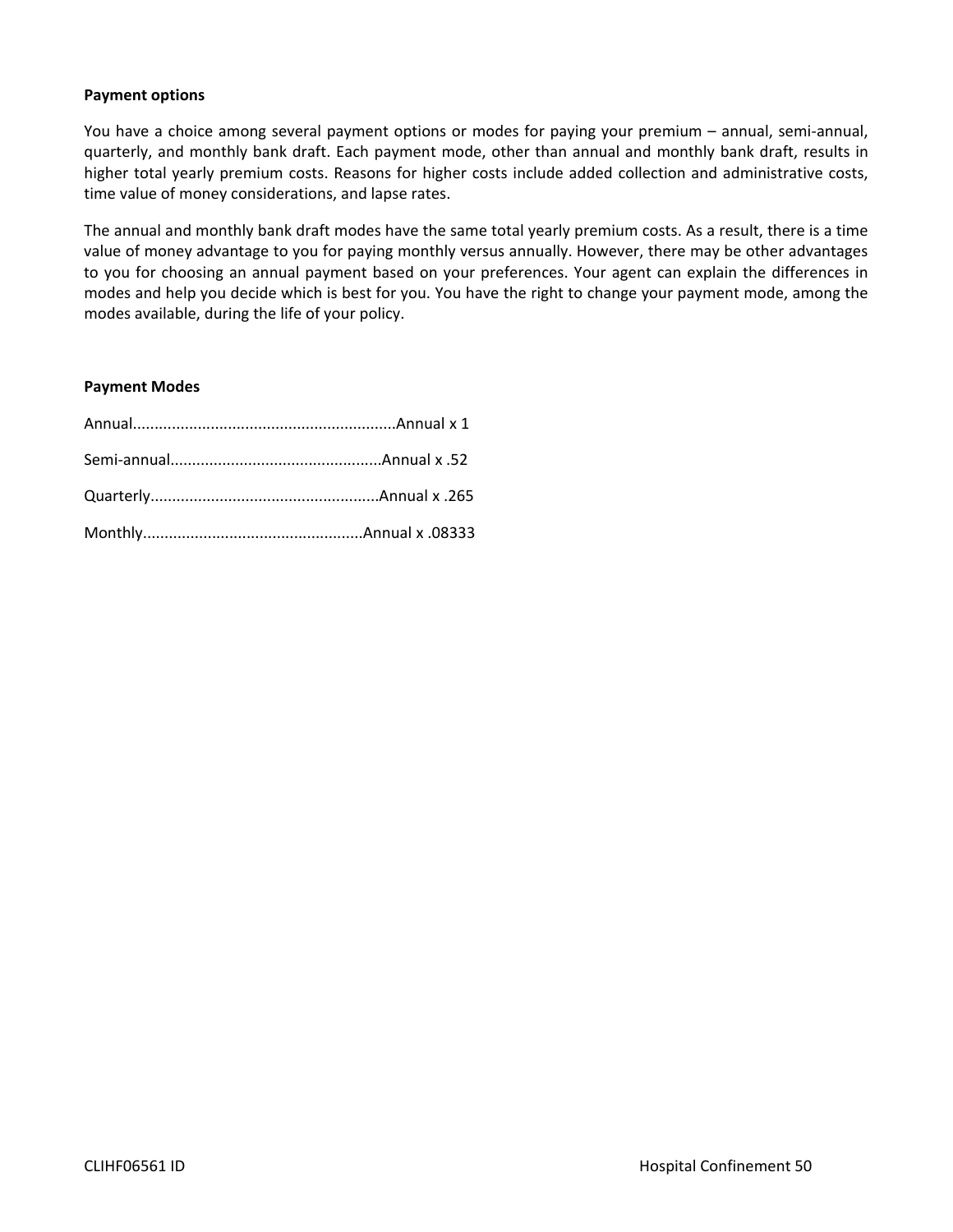**Payment options**

You have a choice among several payment options or modes for paying your premium – annual, semi-annual, quarterly, and monthly bank draft. Each payment mode, other than annual and monthly bank draft, results in higher total yearly premium costs. Reasons for higher costs include added collection and administrative costs, time value of money considerations, and lapse rates.

The annual and monthly bank draft modes have the same total yearly premium costs. As a result, there is a time value of money advantage to you for paying monthly versus annually. However, there may be other advantages to you for choosing an annual payment based on your preferences. Your agent can explain the differences in modes and help you decide which is best for you. You have the right to change your payment mode, among the modes available, during the life of your policy.

**Payment Modes**

Annual............................................................Annual x 1

Semi-annual................................................Annual x .52

Quarterly....................................................Annual x .265

Monthly..................................................Annual x .08333